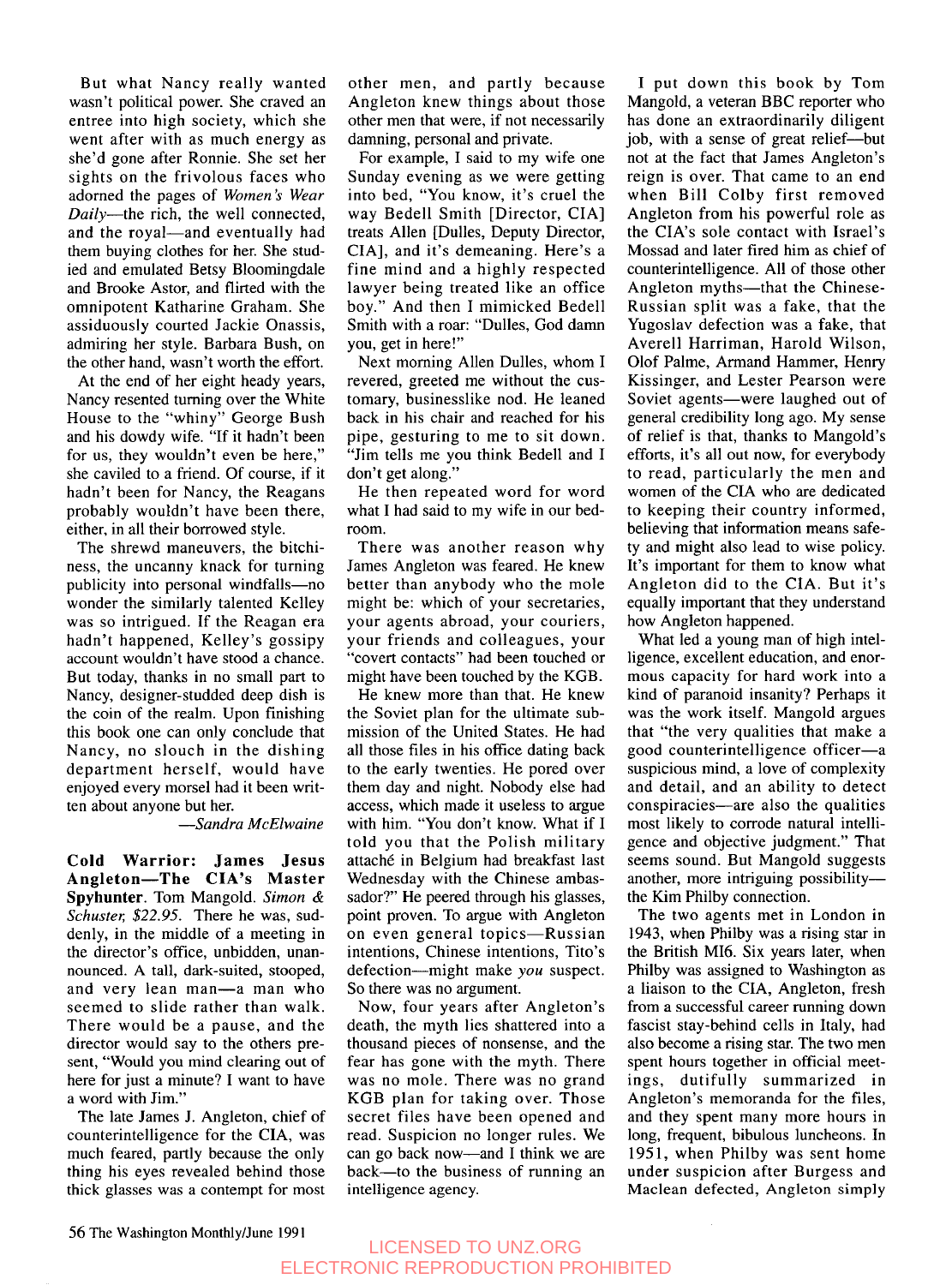But what Nancy really wanted wasn't political power. She craved an entree into high society, which she went after with as much energy as she'd gone after Ronnie. She set her sights on the frivolous faces who adorned the pages of *Women's Wear Daily*—the rich, the well connected, and the royal—and eventually had them buying clothes for her. She studied and emulated Betsy Bloomingdale and Brooke Astor, and flirted with the omnipotent Katharine Graham. She assiduously courted Jackie Onassis, admiring her style. Barbara Bush, on the other hand, wasn't worth the effort.

At the end of her eight heady years, Nancy resented turning over the White House to the "whiny" George Bush and his dowdy wife. "If it hadn't been for us, they wouldn't even be here," she caviled to a friend. Of course, if it hadn't been for Nancy, the Reagans probably wouldn't have been there, either, in all their borrowed style.

The shrewd maneuvers, the bitchiness, the uncanny knack for turning publicity into personal windfalls—no wonder the similarly talented Kelley was so intrigued. If the Reagan era hadn't happened, Kelley's gossipy account wouldn't have stood a chance. But today, thanks in no small part to Nancy, designer-studded deep dish is the coin of the realm. Upon finishing this book one can only conclude that Nancy, no slouch in the dishing department herself, would have enjoyed every morsel had it been written about anyone but her.

—*Sandra McElwaine*

**Cold Warrior: James Jesus Angleton—The CIA's Master Spyhunter**. Tom Mangold. *Simon & Schuster, $22.95*. There he was, suddenly, in the middle of a meeting in the director's office, unbidden, unannounced. A tall, dark-suited, stooped, and very lean man—a man who seemed to slide rather than walk. There would be a pause, and the director would say to the others present, "Would you mind clearing out of here for just a minute? I want to have a word with Jim."

The late James J. Angleton, chief of counterintelligence for the CIA, was much feared, partly because the only thing his eyes revealed behind those thick glasses was a contempt for most other men, and partly because Angleton knew things about those other men that were, if not necessarily damning, personal and private.

For example, I said to my wife one Sunday evening as we were getting into bed, "You know, it's cruel the way Bedell Smith [Director, CIA] treats Allen [Dulles, Deputy Director, CIA], and it's demeaning. Here's a fine mind and a highly respected lawyer being treated like an office boy." And then I mimicked Bedell Smith with a roar: "Dulles, God damn you, get in here!"

Next morning Allen Dulles, whom I revered, greeted me without the customary, businesslike nod. He leaned back in his chair and reached for his pipe, gesturing to me to sit down. "Jim tells me you think Bedell and I don't get along."

He then repeated word for word what I had said to my wife in our bedroom.

There was another reason why James Angleton was feared. He knew better than anybody who the mole might be: which of your secretaries, your agents abroad, your couriers, your friends and colleagues, your "covert contacts" had been touched or might have been touched by the KGB.

He knew more than that. He knew the Soviet plan for the ultimate submission of the United States. He had all those files in his office dating back to the early twenties. He pored over them day and night. Nobody else had access, which made it useless to argue with him. "You don't know. What if I told you that the Polish military attaché in Belgium had breakfast last Wednesday with the Chinese ambassador?" He peered through his glasses, point proven. To argue with Angleton on even general topics—Russian intentions, Chinese intentions, Tito's defection—might make *you* suspect. So there was no argument.

Now, four years after Angleton's death, the myth lies shattered into a thousand pieces of nonsense, and the fear has gone with the myth. There was no mole. There was no grand KGB plan for taking over. Those secret files have been opened and read. Suspicion no longer rules. We can go back now—and I think we are back—to the business of running an intelligence agency.

I put down this book by Tom Mangold, a veteran BBC reporter who has done an extraordinarily diligent job, with a sense of great relief—but not at the fact that James Angleton's reign is over. That came to an end when Bill Colby first removed Angleton from his powerful role as the CIA's sole contact with Israel's Mossad and later fired him as chief of counterintelligence. All of those other Angleton myths—that the Chinese-Russian split was a fake, that the Yugoslav defection was a fake, that Averell Harriman, Harold Wilson, Olof Palme, Armand Hammer, Henry Kissinger, and Lester Pearson were Soviet agents—were laughed out of general credibility long ago. My sense of relief is that, thanks to Mangold's efforts, it's all out now, for everybody to read, particularly the men and women of the CIA who are dedicated to keeping their country informed, believing that information means safety and might also lead to wise policy. It's important for them to know what Angleton did to the CIA. But it's equally important that they understand how Angleton happened.

What led a young man of high intelligence, excellent education, and enormous capacity for hard work into a kind of paranoid insanity? Perhaps it was the work itself. Mangold argues that "the very qualities that make a good counterintelligence officer—a suspicious mind, a love of complexity and detail, and an ability to detect conspiracies—are also the qualities most likely to corrode natural intelligence and objective judgment." That seems sound. But Mangold suggests another, more intriguing possibility—the Kim Philby connection.

The two agents met in London in 1943, when Philby was a rising star in the British MI6. Six years later, when Philby was assigned to Washington as a liaison to the CIA, Angleton, fresh from a successful career running down fascist stay-behind cells in Italy, had also become a rising star. The two men spent hours together in official meetings, dutifully summarized in Angleton's memoranda for the files, and they spent many more hours in long, frequent, bibulous luncheons. In 1951, when Philby was sent home under suspicion after Burgess and Maclean defected, Angleton simply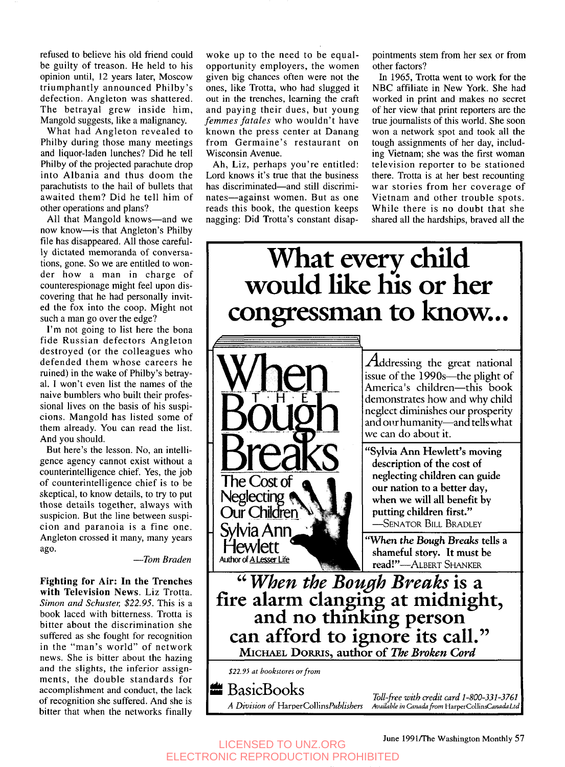refused to believe his old friend could be guilty of treason. He held to his opinion until, 12 years later, Moscow triumphantly announced Philby's defection. Angleton was shattered. The betrayal grew inside him, Mangold suggests, like a malignancy.

What had Angleton revealed to Philby during those many meetings and liquor-laden lunches? Did he tell Philby of the projected parachute drop into Albania and thus doom the parachutists to the hail of bullets that awaited them? Did he tell him of other operations and plans?

All that Mangold knows—and we now know—is that Angleton's Philby file has disappeared. All those carefully dictated memoranda of conversations, gone. So we are entitled to wonder how a man in charge of counterespionage might feel upon discovering that he had personally invited the fox into the coop. Might not such a man go over the edge?

I'm not going to list here the bona fide Russian defectors Angleton destroyed (or the colleagues who defended them whose careers he ruined) in the wake of Philby's betrayal. I won't even list the names of the naive bumblers who built their professional lives on the basis of his suspicions. Mangold has listed some of them already. You can read the list. And you should.

But here's the lesson. No, an intelligence agency cannot exist without a counterintelligence chief. Yes, the job of counterintelligence chief is to be skeptical, to know details, to try to put those details together, always with suspicion. But the line between suspicion and paranoia is a fine one. Angleton crossed it many, many years ago.

*—Tom Braden*

**Fighting for Air: In the Trenches with Television News.** Liz Trotta. *Simon and Schuster, $22.95.* This is a book laced with bitterness. Trotta is bitter about the discrimination she suffered as she fought for recognition in the "man's world" of network news. She is bitter about the hazing and the slights, the inferior assignments, the double standards for accomplishment and conduct, the lack of recognition she suffered. And she is bitter that when the networks finally woke up to the need to be equal-opportunity employers, the women given big chances often were not the ones, like Trotta, who had slugged it out in the trenches, learning the craft and paying their dues, but young *femmes fatales* who wouldn't have known the press center at Danang from Germaine's restaurant on Wisconsin Avenue.

Ah, Liz, perhaps you're entitled: Lord knows it's true that the business has discriminated—and still discriminates—against women. But as one reads this book, the question keeps nagging: Did Trotta's constant disappointments stem from her sex or from other factors?

In 1965, Trotta went to work for the NBC affiliate in New York. She had worked in print and makes no secret of her view that print reporters are the true journalists of this world. She soon won a network spot and took all the tough assignments of her day, including Vietnam; she was the first woman television reporter to be stationed there. Trotta is at her best recounting war stories from her coverage of Vietnam and other trouble spots. While there is no doubt that she shared all the hardships, braved all the

---

# What every child would like his or her congressman to know...

**When the Bough Breaks**
The Cost of Neglecting Our Children
Sylvia Ann Hewlett
Author of A Lesser Life

Addressing the great national issue of the 1990s—the plight of America's children—this book demonstrates how and why child neglect diminishes our prosperity and our humanity—and tells what we can do about it.

**"Sylvia Ann Hewlett's moving description of the cost of neglecting children can guide our nation to a better day, when we will all benefit by putting children first."**
—Senator Bill Bradley

***"When the Bough Breaks* tells a shameful story. It must be read!"**—Albert Shanker

## "*When the Bough Breaks* is a fire alarm clanging at midnight, and no thinking person can afford to ignore its call."
**Michael Dorris, author of *The Broken Cord***

*$22.95 at bookstores or from*

BasicBooks
*A Division of* HarperCollins*Publishers*

*Toll-free with credit card 1-800-331-3761*
*Available in Canada from* HarperCollins*Canada Ltd*

LICENSED TO UNZ.ORG
ELECTRONIC REPRODUCTION PROHIBITED